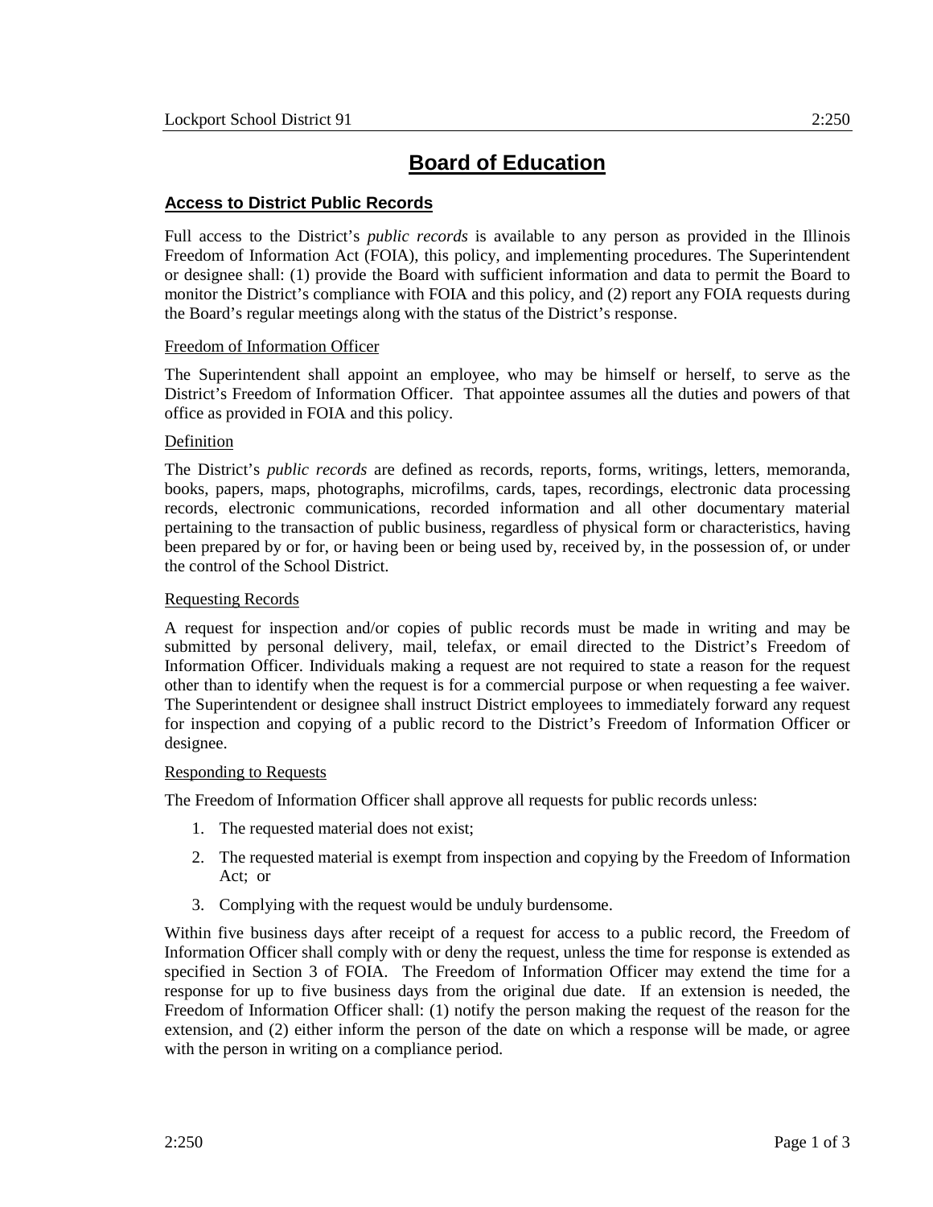# Board of Education

## Access to District Public Records

Full access to the District's *public records* is available to any person as provided in the Illinois Freedom of Information Act (FOIA), this policy, and implementing procedures. The Superintendent or designee shall: (1) provide the Board with sufficient information and data to permit the Board to monitor the District's compliance with FOIA and this policy, and (2) report any FOIA requests during the Board's regular meetings along with the status of the District's response.

### Freedom of Information Officer

The Superintendent shall appoint an employee, who may be himself or herself, to serve as the District's Freedom of Information Officer. That appointee assumes all the duties and powers of that office as provided in FOIA and this policy.

### Definition

The District's *public records* are defined as records, reports, forms, writings, letters, memoranda, books, papers, maps, photographs, microfilms, cards, tapes, recordings, electronic data processing records, electronic communications, recorded information and all other documentary material pertaining to the transaction of public business, regardless of physical form or characteristics, having been prepared by or for, or having been or being used by, received by, in the possession of, or under the control of the School District.

### Requesting Records

A request for inspection and/or copies of public records must be made in writing and may be submitted by personal delivery, mail, telefax, or email directed to the District's Freedom of Information Officer. Individuals making a request are not required to state a reason for the request other than to identify when the request is for a commercial purpose or when requesting a fee waiver. The Superintendent or designee shall instruct District employees to immediately forward any request for inspection and copying of a public record to the District's Freedom of Information Officer or designee.

### Responding to Requests

The Freedom of Information Officer shall approve all requests for public records unless:

1. The requested material does not exist;
2. The requested material is exempt from inspection and copying by the Freedom of Information Act; or
3. Complying with the request would be unduly burdensome.

Within five business days after receipt of a request for access to a public record, the Freedom of Information Officer shall comply with or deny the request, unless the time for response is extended as specified in Section 3 of FOIA. The Freedom of Information Officer may extend the time for a response for up to five business days from the original due date. If an extension is needed, the Freedom of Information Officer shall: (1) notify the person making the request of the reason for the extension, and (2) either inform the person of the date on which a response will be made, or agree with the person in writing on a compliance period.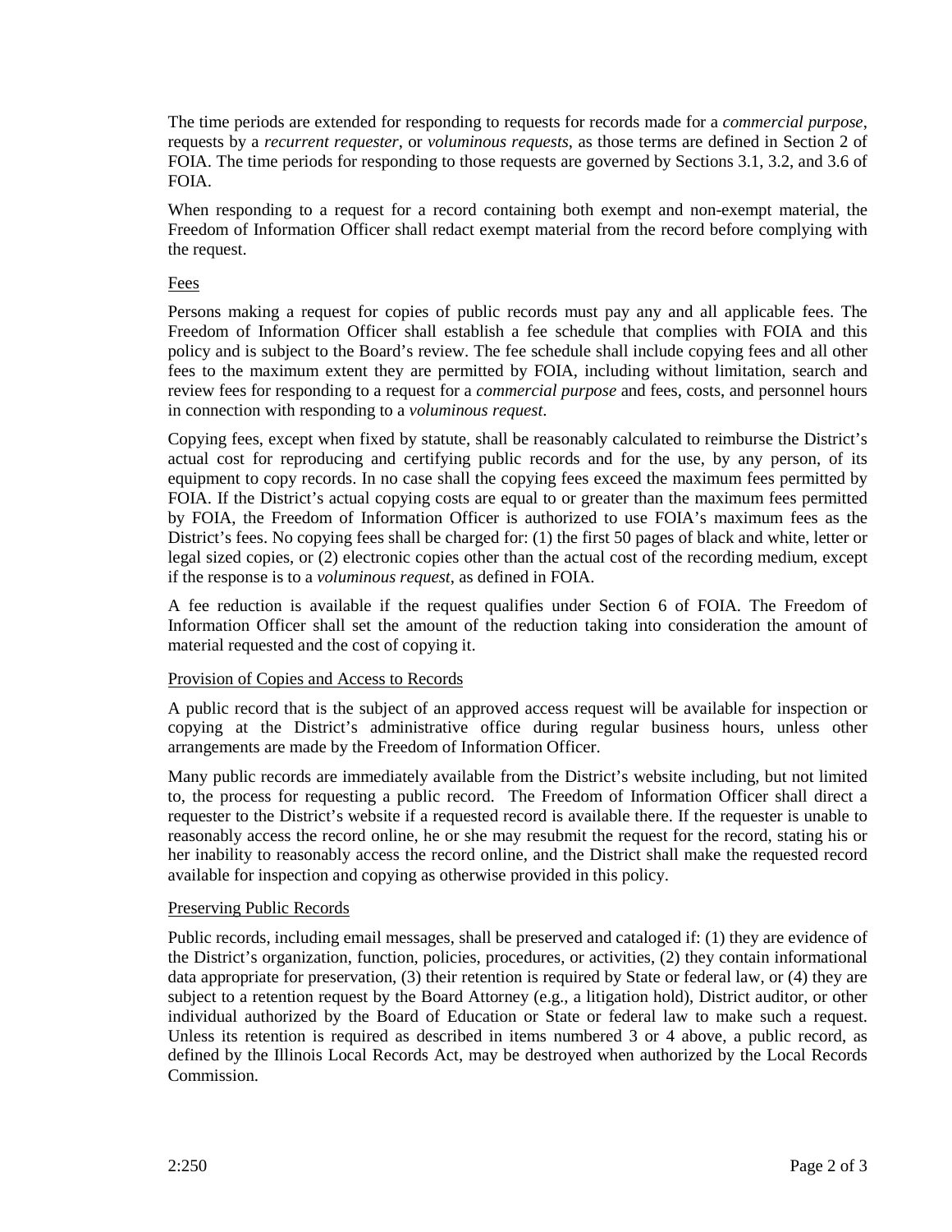The time periods are extended for responding to requests for records made for a *commercial purpose*, requests by a *recurrent requester*, or *voluminous requests*, as those terms are defined in Section 2 of FOIA. The time periods for responding to those requests are governed by Sections 3.1, 3.2, and 3.6 of FOIA.

When responding to a request for a record containing both exempt and non-exempt material, the Freedom of Information Officer shall redact exempt material from the record before complying with the request.

<u>Fees</u>

Persons making a request for copies of public records must pay any and all applicable fees. The Freedom of Information Officer shall establish a fee schedule that complies with FOIA and this policy and is subject to the Board's review. The fee schedule shall include copying fees and all other fees to the maximum extent they are permitted by FOIA, including without limitation, search and review fees for responding to a request for a *commercial purpose* and fees, costs, and personnel hours in connection with responding to a *voluminous request*.

Copying fees, except when fixed by statute, shall be reasonably calculated to reimburse the District's actual cost for reproducing and certifying public records and for the use, by any person, of its equipment to copy records. In no case shall the copying fees exceed the maximum fees permitted by FOIA. If the District's actual copying costs are equal to or greater than the maximum fees permitted by FOIA, the Freedom of Information Officer is authorized to use FOIA's maximum fees as the District's fees. No copying fees shall be charged for: (1) the first 50 pages of black and white, letter or legal sized copies, or (2) electronic copies other than the actual cost of the recording medium, except if the response is to a *voluminous request*, as defined in FOIA.

A fee reduction is available if the request qualifies under Section 6 of FOIA. The Freedom of Information Officer shall set the amount of the reduction taking into consideration the amount of material requested and the cost of copying it.

<u>Provision of Copies and Access to Records</u>

A public record that is the subject of an approved access request will be available for inspection or copying at the District's administrative office during regular business hours, unless other arrangements are made by the Freedom of Information Officer.

Many public records are immediately available from the District's website including, but not limited to, the process for requesting a public record. The Freedom of Information Officer shall direct a requester to the District's website if a requested record is available there. If the requester is unable to reasonably access the record online, he or she may resubmit the request for the record, stating his or her inability to reasonably access the record online, and the District shall make the requested record available for inspection and copying as otherwise provided in this policy.

<u>Preserving Public Records</u>

Public records, including email messages, shall be preserved and cataloged if: (1) they are evidence of the District's organization, function, policies, procedures, or activities, (2) they contain informational data appropriate for preservation, (3) their retention is required by State or federal law, or (4) they are subject to a retention request by the Board Attorney (e.g., a litigation hold), District auditor, or other individual authorized by the Board of Education or State or federal law to make such a request. Unless its retention is required as described in items numbered 3 or 4 above, a public record, as defined by the Illinois Local Records Act, may be destroyed when authorized by the Local Records Commission.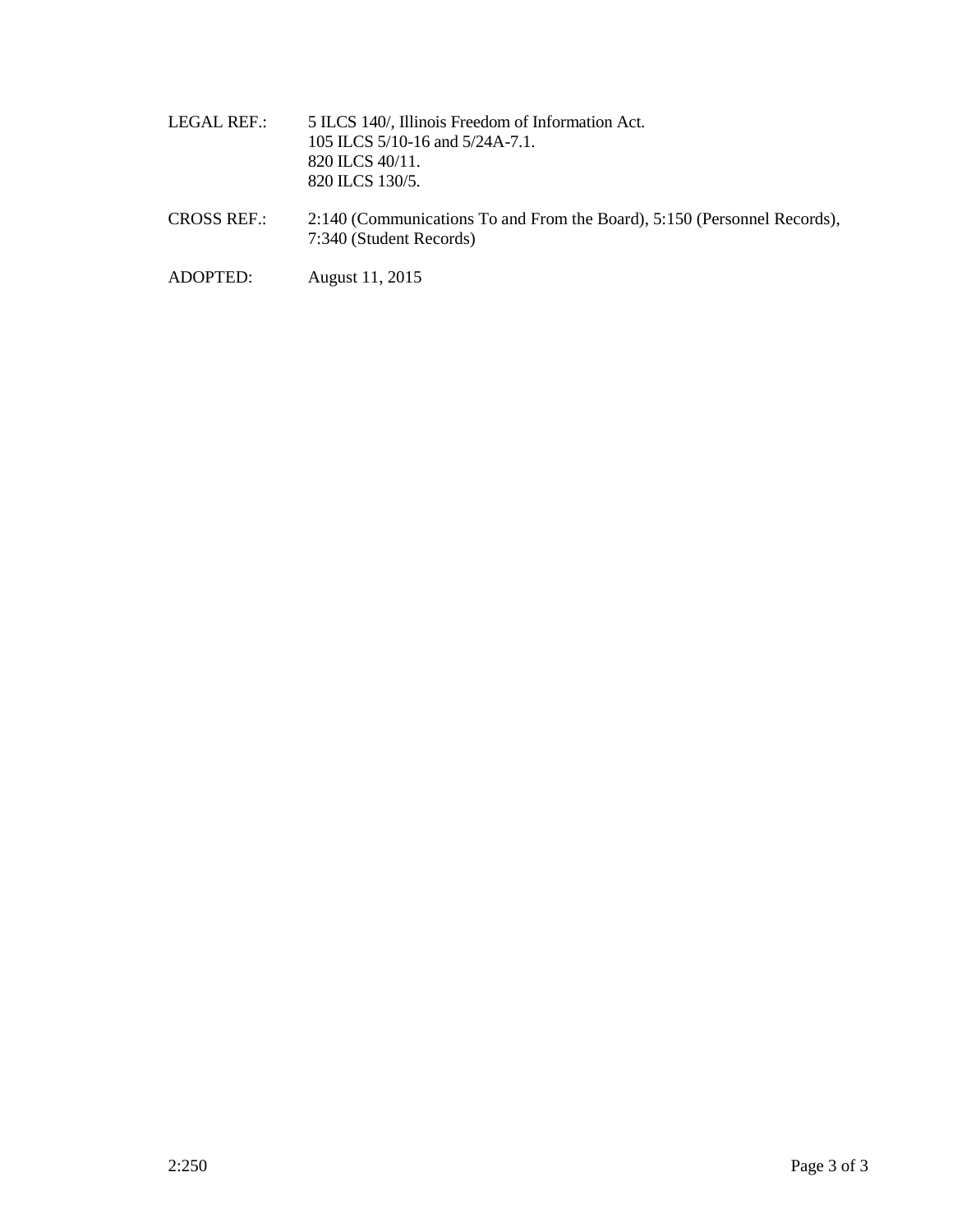LEGAL REF.: 5 ILCS 140/, Illinois Freedom of Information Act.
105 ILCS 5/10-16 and 5/24A-7.1.
820 ILCS 40/11.
820 ILCS 130/5.

CROSS REF.: 2:140 (Communications To and From the Board), 5:150 (Personnel Records), 7:340 (Student Records)

ADOPTED: August 11, 2015